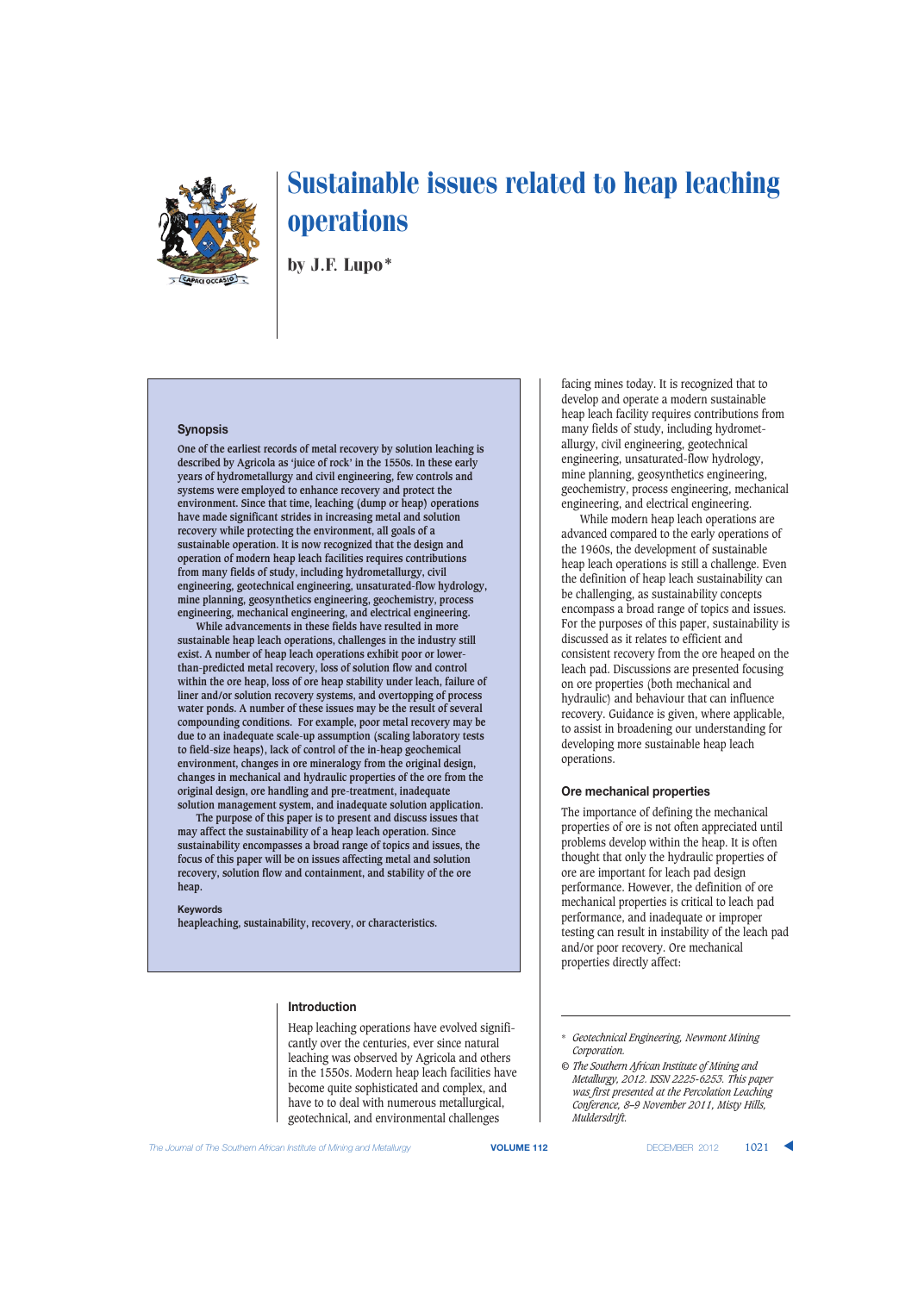# Sustainable issues related to heap leaching operations

by J.F. Lupo*

## Synopsis

One of the earliest records of metal recovery by solution leaching is described by Agricola as 'juice of rock' in the 1550s. In these early years of hydrometallurgy and civil engineering, few controls and systems were employed to enhance recovery and protect the environment. Since that time, leaching (dump or heap) operations have made significant strides in increasing metal and solution recovery while protecting the environment, all goals of a sustainable operation. It is now recognized that the design and operation of modern heap leach facilities requires contributions from many fields of study, including hydrometallurgy, civil engineering, geotechnical engineering, unsaturated-flow hydrology, mine planning, geosynthetics engineering, geochemistry, process engineering, mechanical engineering, and electrical engineering.

While advancements in these fields have resulted in more sustainable heap leach operations, challenges in the industry still exist. A number of heap leach operations exhibit poor or lower-than-predicted metal recovery, loss of solution flow and control within the ore heap, loss of ore heap stability under leach, failure of liner and/or solution recovery systems, and overtopping of process water ponds. A number of these issues may be the result of several compounding conditions. For example, poor metal recovery may be due to an inadequate scale-up assumption (scaling laboratory tests to field-size heaps), lack of control of the in-heap geochemical environment, changes in ore mineralogy from the original design, changes in mechanical and hydraulic properties of the ore from the original design, ore handling and pre-treatment, inadequate solution management system, and inadequate solution application.

The purpose of this paper is to present and discuss issues that may affect the sustainability of a heap leach operation. Since sustainability encompasses a broad range of topics and issues, the focus of this paper will be on issues affecting metal and solution recovery, solution flow and containment, and stability of the ore heap.

**Keywords**

heapleaching, sustainability, recovery, or characteristics.

## Introduction

Heap leaching operations have evolved significantly over the centuries, ever since natural leaching was observed by Agricola and others in the 1550s. Modern heap leach facilities have become quite sophisticated and complex, and have to to deal with numerous metallurgical, geotechnical, and environmental challenges facing mines today. It is recognized that to develop and operate a modern sustainable heap leach facility requires contributions from many fields of study, including hydrometallurgy, civil engineering, geotechnical engineering, unsaturated-flow hydrology, mine planning, geosynthetics engineering, geochemistry, process engineering, mechanical engineering, and electrical engineering.

While modern heap leach operations are advanced compared to the early operations of the 1960s, the development of sustainable heap leach operations is still a challenge. Even the definition of heap leach sustainability can be challenging, as sustainability concepts encompass a broad range of topics and issues. For the purposes of this paper, sustainability is discussed as it relates to efficient and consistent recovery from the ore heaped on the leach pad. Discussions are presented focusing on ore properties (both mechanical and hydraulic) and behaviour that can influence recovery. Guidance is given, where applicable, to assist in broadening our understanding for developing more sustainable heap leach operations.

## Ore mechanical properties

The importance of defining the mechanical properties of ore is not often appreciated until problems develop within the heap. It is often thought that only the hydraulic properties of ore are important for leach pad design performance. However, the definition of ore mechanical properties is critical to leach pad performance, and inadequate or improper testing can result in instability of the leach pad and/or poor recovery. Ore mechanical properties directly affect:

---

\* *Geotechnical Engineering, Newmont Mining Corporation.*

© *The Southern African Institute of Mining and Metallurgy, 2012. ISSN 2225-6253. This paper was first presented at the Percolation Leaching Conference, 8–9 November 2011, Misty Hills, Muldersdrift.*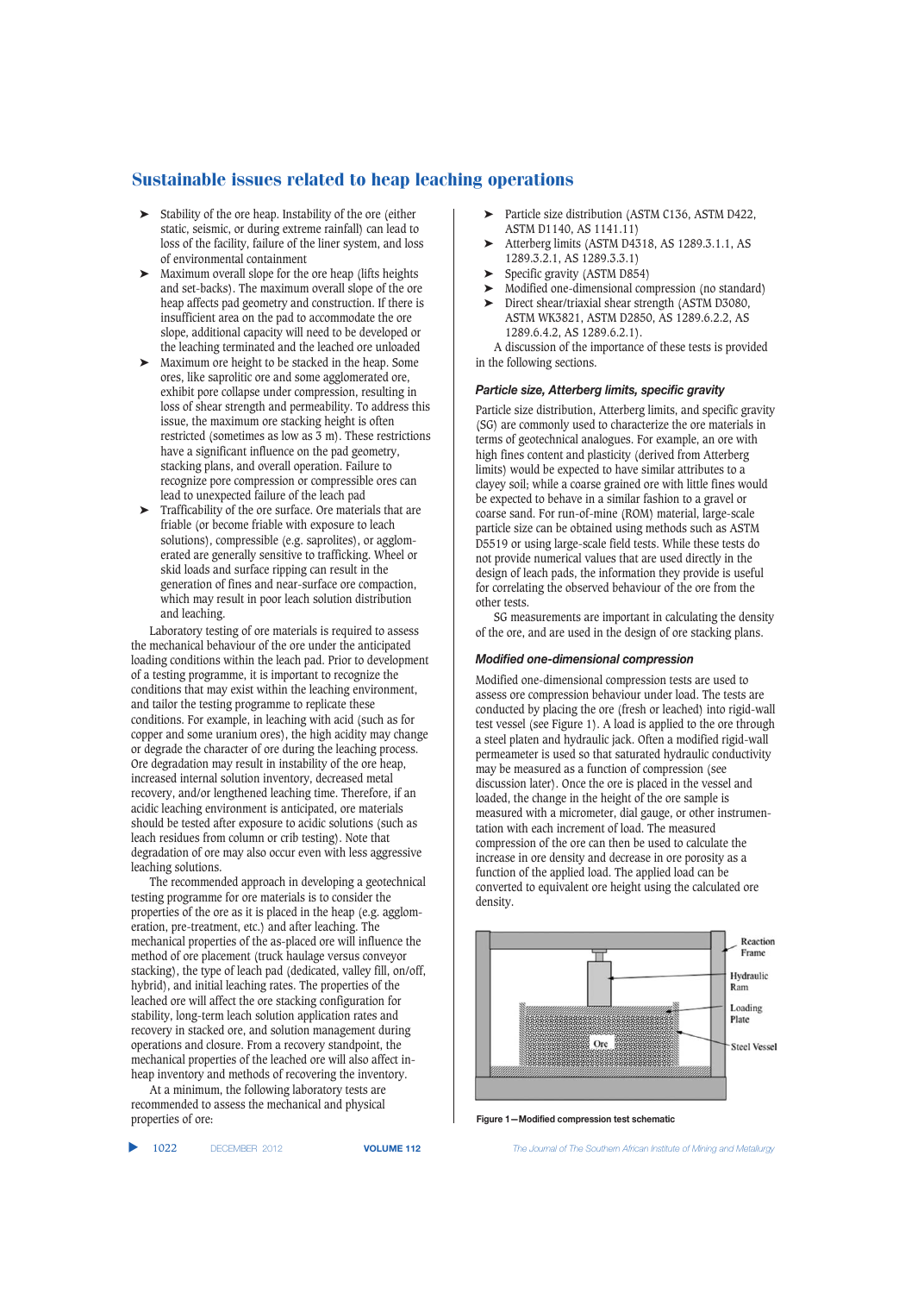- Stability of the ore heap. Instability of the ore (either static, seismic, or during extreme rainfall) can lead to loss of the facility, failure of the liner system, and loss of environmental containment
- Maximum overall slope for the ore heap (lifts heights and set-backs). The maximum overall slope of the ore heap affects pad geometry and construction. If there is insufficient area on the pad to accommodate the ore slope, additional capacity will need to be developed or the leaching terminated and the leached ore unloaded
- Maximum ore height to be stacked in the heap. Some ores, like saprolitic ore and some agglomerated ore, exhibit pore collapse under compression, resulting in loss of shear strength and permeability. To address this issue, the maximum ore stacking height is often restricted (sometimes as low as 3 m). These restrictions have a significant influence on the pad geometry, stacking plans, and overall operation. Failure to recognize pore compression or compressible ores can lead to unexpected failure of the leach pad
- Trafficability of the ore surface. Ore materials that are friable (or become friable with exposure to leach solutions), compressible (e.g. saprolites), or agglomerated are generally sensitive to trafficking. Wheel or skid loads and surface ripping can result in the generation of fines and near-surface ore compaction, which may result in poor leach solution distribution and leaching.

Laboratory testing of ore materials is required to assess the mechanical behaviour of the ore under the anticipated loading conditions within the leach pad. Prior to development of a testing programme, it is important to recognize the conditions that may exist within the leaching environment, and tailor the testing programme to replicate these conditions. For example, in leaching with acid (such as for copper and some uranium ores), the high acidity may change or degrade the character of ore during the leaching process. Ore degradation may result in instability of the ore heap, increased internal solution inventory, decreased metal recovery, and/or lengthened leaching time. Therefore, if an acidic leaching environment is anticipated, ore materials should be tested after exposure to acidic solutions (such as leach residues from column or crib testing). Note that degradation of ore may also occur even with less aggressive leaching solutions.

The recommended approach in developing a geotechnical testing programme for ore materials is to consider the properties of the ore as it is placed in the heap (e.g. agglomeration, pre-treatment, etc.) and after leaching. The mechanical properties of the as-placed ore will influence the method of ore placement (truck haulage versus conveyor stacking), the type of leach pad (dedicated, valley fill, on/off, hybrid), and initial leaching rates. The properties of the leached ore will affect the ore stacking configuration for stability, long-term leach solution application rates and recovery in stacked ore, and solution management during operations and closure. From a recovery standpoint, the mechanical properties of the leached ore will also affect in-heap inventory and methods of recovering the inventory.

At a minimum, the following laboratory tests are recommended to assess the mechanical and physical properties of ore:

- Particle size distribution (ASTM C136, ASTM D422, ASTM D1140, AS 1141.11)
- Atterberg limits (ASTM D4318, AS 1289.3.1.1, AS 1289.3.2.1, AS 1289.3.3.1)
- Specific gravity (ASTM D854)
- Modified one-dimensional compression (no standard)
- Direct shear/triaxial shear strength (ASTM D3080, ASTM WK3821, ASTM D2850, AS 1289.6.2.2, AS 1289.6.4.2, AS 1289.6.2.1).

A discussion of the importance of these tests is provided in the following sections.

### *Particle size, Atterberg limits, specific gravity*

Particle size distribution, Atterberg limits, and specific gravity (SG) are commonly used to characterize the ore materials in terms of geotechnical analogues. For example, an ore with high fines content and plasticity (derived from Atterberg limits) would be expected to have similar attributes to a clayey soil; while a coarse grained ore with little fines would be expected to behave in a similar fashion to a gravel or coarse sand. For run-of-mine (ROM) material, large-scale particle size can be obtained using methods such as ASTM D5519 or using large-scale field tests. While these tests do not provide numerical values that are used directly in the design of leach pads, the information they provide is useful for correlating the observed behaviour of the ore from the other tests.

SG measurements are important in calculating the density of the ore, and are used in the design of ore stacking plans.

### *Modified one-dimensional compression*

Modified one-dimensional compression tests are used to assess ore compression behaviour under load. The tests are conducted by placing the ore (fresh or leached) into rigid-wall test vessel (see Figure 1). A load is applied to the ore through a steel platen and hydraulic jack. Often a modified rigid-wall permeameter is used so that saturated hydraulic conductivity may be measured as a function of compression (see discussion later). Once the ore is placed in the vessel and loaded, the change in the height of the ore sample is measured with a micrometer, dial gauge, or other instrumentation with each increment of load. The measured compression of the ore can then be used to calculate the increase in ore density and decrease in ore porosity as a function of the applied load. The applied load can be converted to equivalent ore height using the calculated ore density.

Figure 1—Modified compression test schematic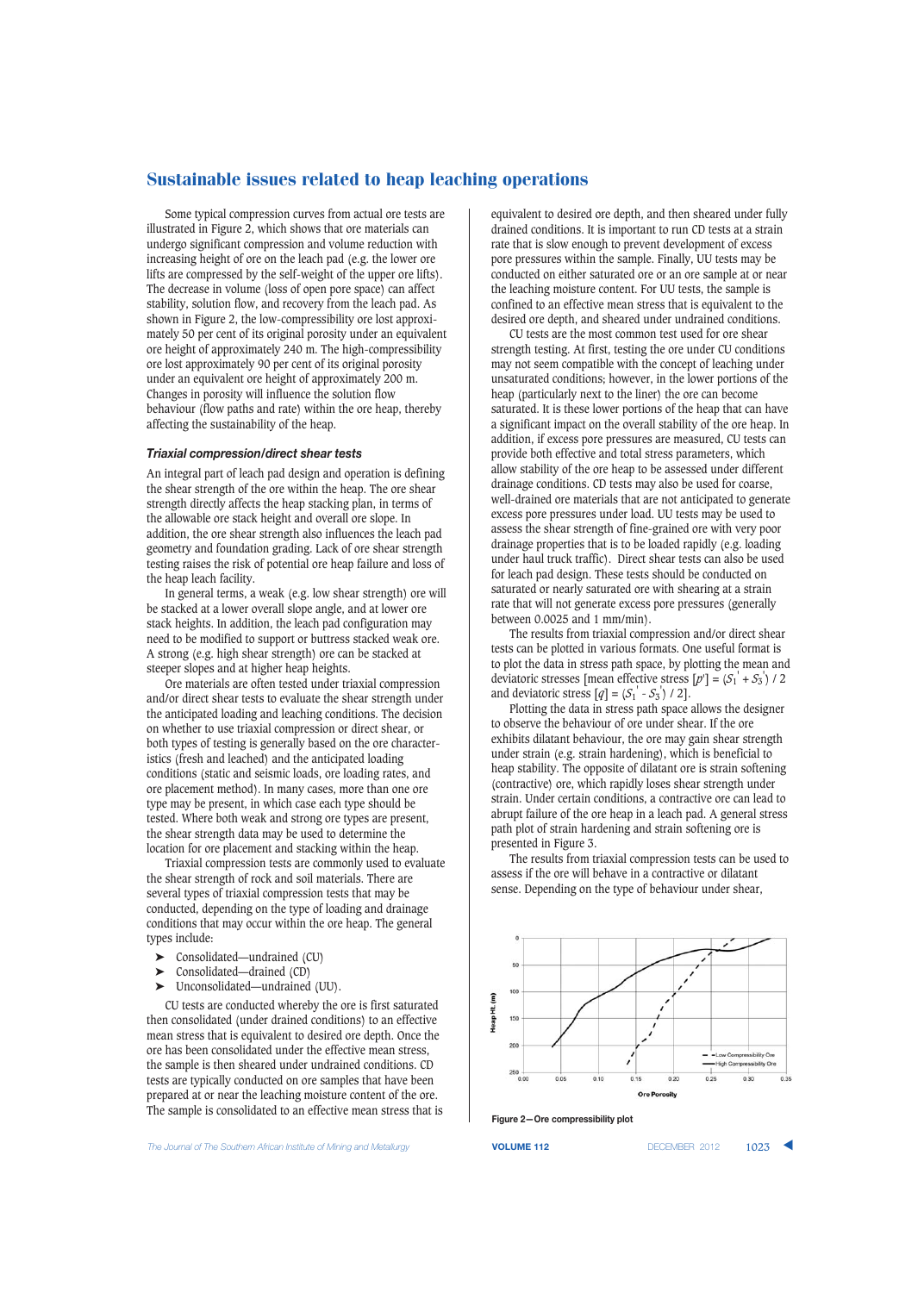Some typical compression curves from actual ore tests are illustrated in Figure 2, which shows that ore materials can undergo significant compression and volume reduction with increasing height of ore on the leach pad (e.g. the lower ore lifts are compressed by the self-weight of the upper ore lifts). The decrease in volume (loss of open pore space) can affect stability, solution flow, and recovery from the leach pad. As shown in Figure 2, the low-compressibility ore lost approximately 50 per cent of its original porosity under an equivalent ore height of approximately 240 m. The high-compressibility ore lost approximately 90 per cent of its original porosity under an equivalent ore height of approximately 200 m. Changes in porosity will influence the solution flow behaviour (flow paths and rate) within the ore heap, thereby affecting the sustainability of the heap.

### *Triaxial compression/direct shear tests*

An integral part of leach pad design and operation is defining the shear strength of the ore within the heap. The ore shear strength directly affects the heap stacking plan, in terms of the allowable ore stack height and overall ore slope. In addition, the ore shear strength also influences the leach pad geometry and foundation grading. Lack of ore shear strength testing raises the risk of potential ore heap failure and loss of the heap leach facility.

In general terms, a weak (e.g. low shear strength) ore will be stacked at a lower overall slope angle, and at lower ore stack heights. In addition, the leach pad configuration may need to be modified to support or buttress stacked weak ore. A strong (e.g. high shear strength) ore can be stacked at steeper slopes and at higher heap heights.

Ore materials are often tested under triaxial compression and/or direct shear tests to evaluate the shear strength under the anticipated loading and leaching conditions. The decision on whether to use triaxial compression or direct shear, or both types of testing is generally based on the ore characteristics (fresh and leached) and the anticipated loading conditions (static and seismic loads, ore loading rates, and ore placement method). In many cases, more than one ore type may be present, in which case each type should be tested. Where both weak and strong ore types are present, the shear strength data may be used to determine the location for ore placement and stacking within the heap.

Triaxial compression tests are commonly used to evaluate the shear strength of rock and soil materials. There are several types of triaxial compression tests that may be conducted, depending on the type of loading and drainage conditions that may occur within the ore heap. The general types include:

- Consolidated—undrained (CU)
- Consolidated—drained (CD)
- Unconsolidated—undrained (UU).

CU tests are conducted whereby the ore is first saturated then consolidated (under drained conditions) to an effective mean stress that is equivalent to desired ore depth. Once the ore has been consolidated under the effective mean stress, the sample is then sheared under undrained conditions. CD tests are typically conducted on ore samples that have been prepared at or near the leaching moisture content of the ore. The sample is consolidated to an effective mean stress that is equivalent to desired ore depth, and then sheared under fully drained conditions. It is important to run CD tests at a strain rate that is slow enough to prevent development of excess pore pressures within the sample. Finally, UU tests may be conducted on either saturated ore or an ore sample at or near the leaching moisture content. For UU tests, the sample is confined to an effective mean stress that is equivalent to the desired ore depth, and sheared under undrained conditions.

CU tests are the most common test used for ore shear strength testing. At first, testing the ore under CU conditions may not seem compatible with the concept of leaching under unsaturated conditions; however, in the lower portions of the heap (particularly next to the liner) the ore can become saturated. It is these lower portions of the heap that can have a significant impact on the overall stability of the ore heap. In addition, if excess pore pressures are measured, CU tests can provide both effective and total stress parameters, which allow stability of the ore heap to be assessed under different drainage conditions. CD tests may also be used for coarse, well-drained ore materials that are not anticipated to generate excess pore pressures under load. UU tests may be used to assess the shear strength of fine-grained ore with very poor drainage properties that is to be loaded rapidly (e.g. loading under haul truck traffic). Direct shear tests can also be used for leach pad design. These tests should be conducted on saturated or nearly saturated ore with shearing at a strain rate that will not generate excess pore pressures (generally between 0.0025 and 1 mm/min).

The results from triaxial compression and/or direct shear tests can be plotted in various formats. One useful format is to plot the data in stress path space, by plotting the mean and deviatoric stresses [mean effective stress $[p'] = (S_1' + S_3') / 2$ and deviatoric stress $[q] = (S_1' - S_3') / 2$].

Plotting the data in stress path space allows the designer to observe the behaviour of ore under shear. If the ore exhibits dilatant behaviour, the ore may gain shear strength under strain (e.g. strain hardening), which is beneficial to heap stability. The opposite of dilatant ore is strain softening (contractive) ore, which rapidly loses shear strength under strain. Under certain conditions, a contractive ore can lead to abrupt failure of the ore heap in a leach pad. A general stress path plot of strain hardening and strain softening ore is presented in Figure 3.

The results from triaxial compression tests can be used to assess if the ore will behave in a contractive or dilatant sense. Depending on the type of behaviour under shear,

Heap Ht. (m)
0
50
100
150
200
250
0.00 0.05 0.10 0.15 0.20 0.25 0.30 0.35
Ore Porosity
Low Compressibility Ore
High Compressibility Ore

Figure 2—Ore compressibility plot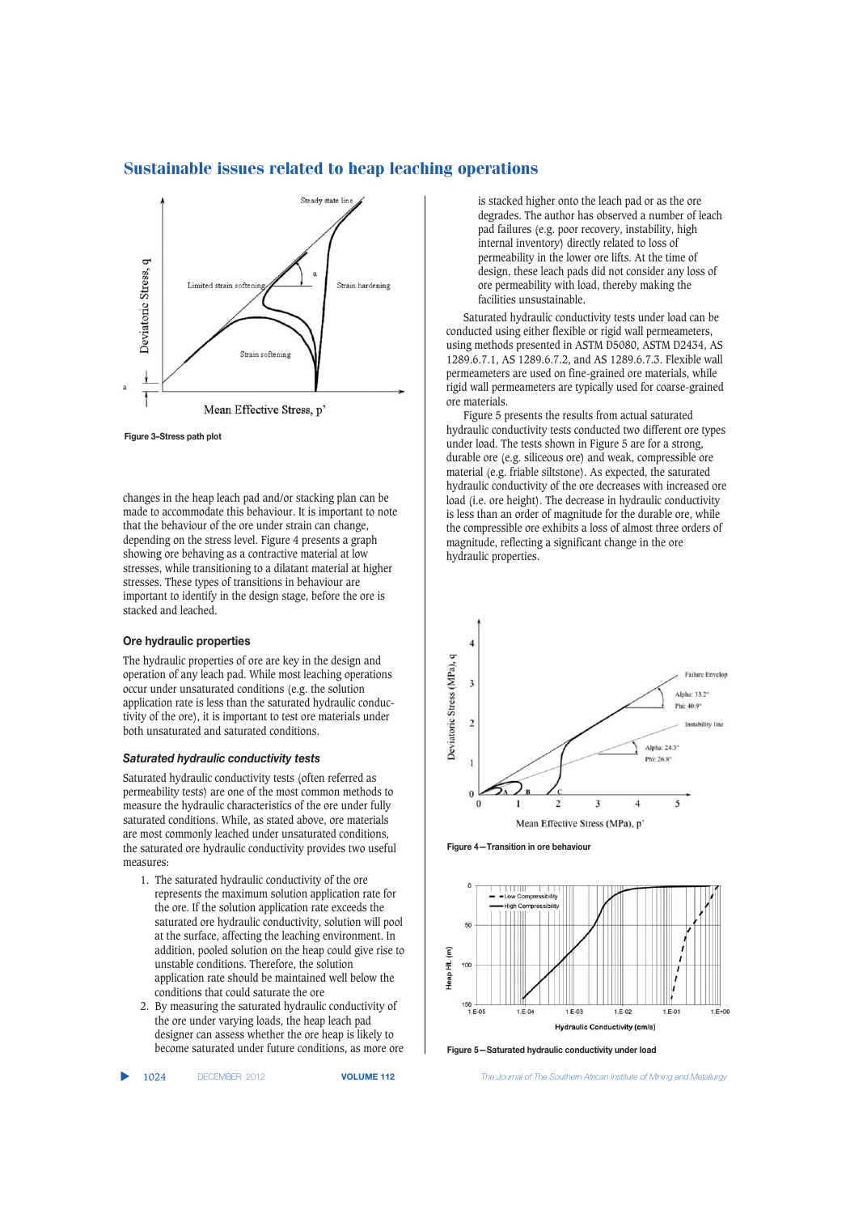Figure 3–Stress path plot

changes in the heap leach pad and/or stacking plan can be made to accommodate this behaviour. It is important to note that the behaviour of the ore under strain can change, depending on the stress level. Figure 4 presents a graph showing ore behaving as a contractive material at low stresses, while transitioning to a dilatant material at higher stresses. These types of transitions in behaviour are important to identify in the design stage, before the ore is stacked and leached.

### Ore hydraulic properties

The hydraulic properties of ore are key in the design and operation of any leach pad. While most leaching operations occur under unsaturated conditions (e.g. the solution application rate is less than the saturated hydraulic conductivity of the ore), it is important to test ore materials under both unsaturated and saturated conditions.

#### *Saturated hydraulic conductivity tests*

Saturated hydraulic conductivity tests (often referred as permeability tests) are one of the most common methods to measure the hydraulic characteristics of the ore under fully saturated conditions. While, as stated above, ore materials are most commonly leached under unsaturated conditions, the saturated ore hydraulic conductivity provides two useful measures:

1. The saturated hydraulic conductivity of the ore represents the maximum solution application rate for the ore. If the solution application rate exceeds the saturated ore hydraulic conductivity, solution will pool at the surface, affecting the leaching environment. In addition, pooled solution on the heap could give rise to unstable conditions. Therefore, the solution application rate should be maintained well below the conditions that could saturate the ore
2. By measuring the saturated hydraulic conductivity of the ore under varying loads, the heap leach pad designer can assess whether the ore heap is likely to become saturated under future conditions, as more ore is stacked higher onto the leach pad or as the ore degrades. The author has observed a number of leach pad failures (e.g. poor recovery, instability, high internal inventory) directly related to loss of permeability in the lower ore lifts. At the time of design, these leach pads did not consider any loss of ore permeability with load, thereby making the facilities unsustainable.

Saturated hydraulic conductivity tests under load can be conducted using either flexible or rigid wall permeameters, using methods presented in ASTM D5080, ASTM D2434, AS 1289.6.7.1, AS 1289.6.7.2, and AS 1289.6.7.3. Flexible wall permeameters are used on fine-grained ore materials, while rigid wall permeameters are typically used for coarse-grained ore materials.

Figure 5 presents the results from actual saturated hydraulic conductivity tests conducted two different ore types under load. The tests shown in Figure 5 are for a strong, durable ore (e.g. siliceous ore) and weak, compressible ore material (e.g. friable siltstone). As expected, the saturated hydraulic conductivity of the ore decreases with increased ore load (i.e. ore height). The decrease in hydraulic conductivity is less than an order of magnitude for the durable ore, while the compressible ore exhibits a loss of almost three orders of magnitude, reflecting a significant change in the ore hydraulic properties.

Figure 4—Transition in ore behaviour

Figure 5—Saturated hydraulic conductivity under load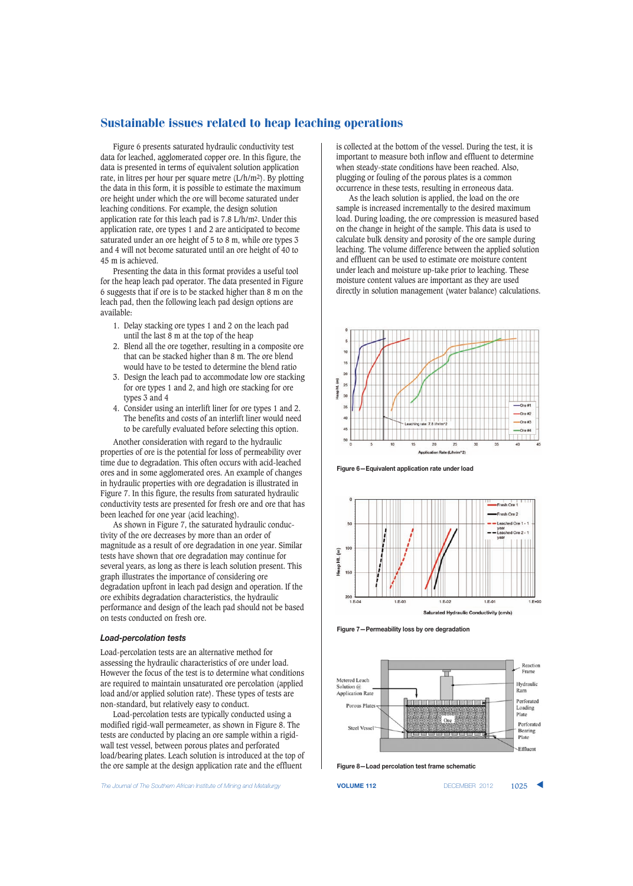Figure 6 presents saturated hydraulic conductivity test data for leached, agglomerated copper ore. In this figure, the data is presented in terms of equivalent solution application rate, in litres per hour per square metre (L/h/m$^2$). By plotting the data in this form, it is possible to estimate the maximum ore height under which the ore will become saturated under leaching conditions. For example, the design solution application rate for this leach pad is 7.8 L/h/m$^2$. Under this application rate, ore types 1 and 2 are anticipated to become saturated under an ore height of 5 to 8 m, while ore types 3 and 4 will not become saturated until an ore height of 40 to 45 m is achieved.

Presenting the data in this format provides a useful tool for the heap leach pad operator. The data presented in Figure 6 suggests that if ore is to be stacked higher than 8 m on the leach pad, then the following leach pad design options are available:

1. Delay stacking ore types 1 and 2 on the leach pad until the last 8 m at the top of the heap
2. Blend all the ore together, resulting in a composite ore that can be stacked higher than 8 m. The ore blend would have to be tested to determine the blend ratio
3. Design the leach pad to accommodate low ore stacking for ore types 1 and 2, and high ore stacking for ore types 3 and 4
4. Consider using an interlift liner for ore types 1 and 2. The benefits and costs of an interlift liner would need to be carefully evaluated before selecting this option.

Another consideration with regard to the hydraulic properties of ore is the potential for loss of permeability over time due to degradation. This often occurs with acid-leached ores and in some agglomerated ores. An example of changes in hydraulic properties with ore degradation is illustrated in Figure 7. In this figure, the results from saturated hydraulic conductivity tests are presented for fresh ore and ore that has been leached for one year (acid leaching).

As shown in Figure 7, the saturated hydraulic conductivity of the ore decreases by more than an order of magnitude as a result of ore degradation in one year. Similar tests have shown that ore degradation may continue for several years, as long as there is leach solution present. This graph illustrates the importance of considering ore degradation upfront in leach pad design and operation. If the ore exhibits degradation characteristics, the hydraulic performance and design of the leach pad should not be based on tests conducted on fresh ore.

### *Load-percolation tests*

Load-percolation tests are an alternative method for assessing the hydraulic characteristics of ore under load. However the focus of the test is to determine what conditions are required to maintain unsaturated ore percolation (applied load and/or applied solution rate). These types of tests are non-standard, but relatively easy to conduct.

Load-percolation tests are typically conducted using a modified rigid-wall permeameter, as shown in Figure 8. The tests are conducted by placing an ore sample within a rigid-wall test vessel, between porous plates and perforated load/bearing plates. Leach solution is introduced at the top of the ore sample at the design application rate and the effluent is collected at the bottom of the vessel. During the test, it is important to measure both inflow and effluent to determine when steady-state conditions have been reached. Also, plugging or fouling of the porous plates is a common occurrence in these tests, resulting in erroneous data.

As the leach solution is applied, the load on the ore sample is increased incrementally to the desired maximum load. During loading, the ore compression is measured based on the change in height of the sample. This data is used to calculate bulk density and porosity of the ore sample during leaching. The volume difference between the applied solution and effluent can be used to estimate ore moisture content under leach and moisture up-take prior to leaching. These moisture content values are important as they are used directly in solution management (water balance) calculations.

Figure 6—Equivalent application rate under load

Figure 7—Permeability loss by ore degradation

Figure 8—Load percolation test frame schematic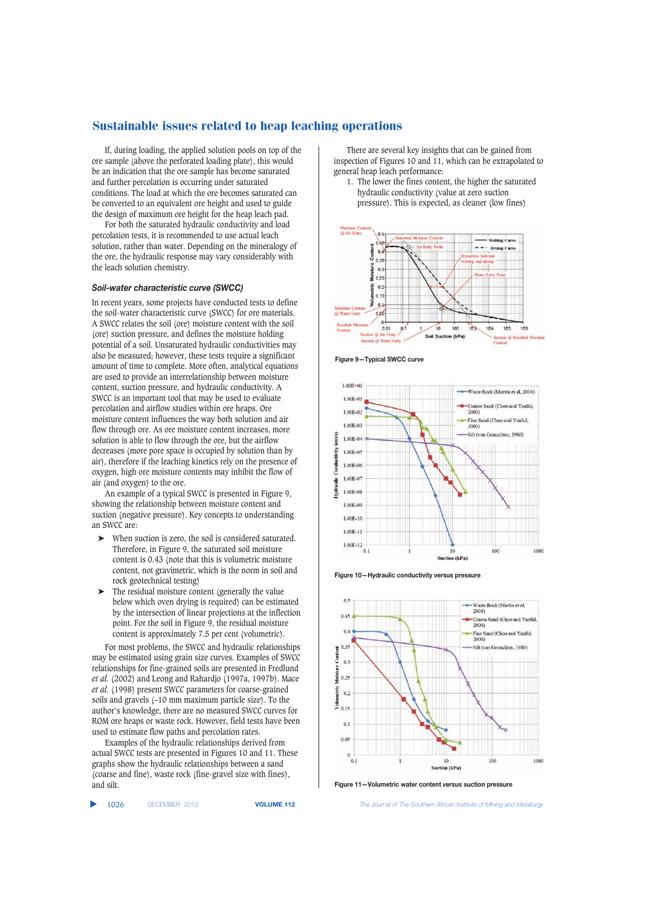If, during loading, the applied solution pools on top of the ore sample (above the perforated loading plate), this would be an indication that the ore sample has become saturated and further percolation is occurring under saturated conditions. The load at which the ore becomes saturated can be converted to an equivalent ore height and used to guide the design of maximum ore height for the heap leach pad.

For both the saturated hydraulic conductivity and load percolation tests, it is recommended to use actual leach solution, rather than water. Depending on the mineralogy of the ore, the hydraulic response may vary considerably with the leach solution chemistry.

### *Soil-water characteristic curve (SWCC)*

In recent years, some projects have conducted tests to define the soil-water characteristic curve (SWCC) for ore materials. A SWCC relates the soil (ore) moisture content with the soil (ore) suction pressure, and defines the moisture holding potential of a soil. Unsaturated hydraulic conductivities may also be measured; however, these tests require a significant amount of time to complete. More often, analytical equations are used to provide an interrelationship between moisture content, suction pressure, and hydraulic conductivity. A SWCC is an important tool that may be used to evaluate percolation and airflow studies within ore heaps. Ore moisture content influences the way both solution and air flow through ore. As ore moisture content increases, more solution is able to flow through the ore, but the airflow decreases (more pore space is occupied by solution than by air), therefore if the leaching kinetics rely on the presence of oxygen, high ore moisture contents may inhibit the flow of air (and oxygen) to the ore.

An example of a typical SWCC is presented in Figure 9, showing the relationship between moisture content and suction (negative pressure). Key concepts to understanding an SWCC are:

- When suction is zero, the soil is considered saturated. Therefore, in Figure 9, the saturated soil moisture content is 0.43 (note that this is volumetric moisture content, not gravimetric, which is the norm in soil and rock geotechnical testing)
- The residual moisture content (generally the value below which oven drying is required) can be estimated by the intersection of linear projections at the inflection point. For the soil in Figure 9, the residual moisture content is approximately 7.5 per cent (volumetric).

For most problems, the SWCC and hydraulic relationships may be estimated using grain size curves. Examples of SWCC relationships for fine-grained soils are presented in Fredlund *et al.* (2002) and Leong and Rahardjo (1997a, 1997b). Mace *et al.* (1998) present SWCC parameters for coarse-grained soils and gravels (–10 mm maximum particle size). To the author's knowledge, there are no measured SWCC curves for ROM ore heaps or waste rock. However, field tests have been used to estimate flow paths and percolation rates.

Examples of the hydraulic relationships derived from actual SWCC tests are presented in Figures 10 and 11. These graphs show the hydraulic relationships between a sand (coarse and fine), waste rock (fine-gravel size with fines), and silt.

There are several key insights that can be gained from inspection of Figures 10 and 11, which can be extrapolated to general heap leach performance:

1. The lower the fines content, the higher the saturated hydraulic conductivity (value at zero suction pressure). This is expected, as cleaner (low fines)

Figure 9—Typical SWCC curve

Figure 10—Hydraulic conductivity versus pressure

Figure 11—Volumetric water content *versus* suction pressure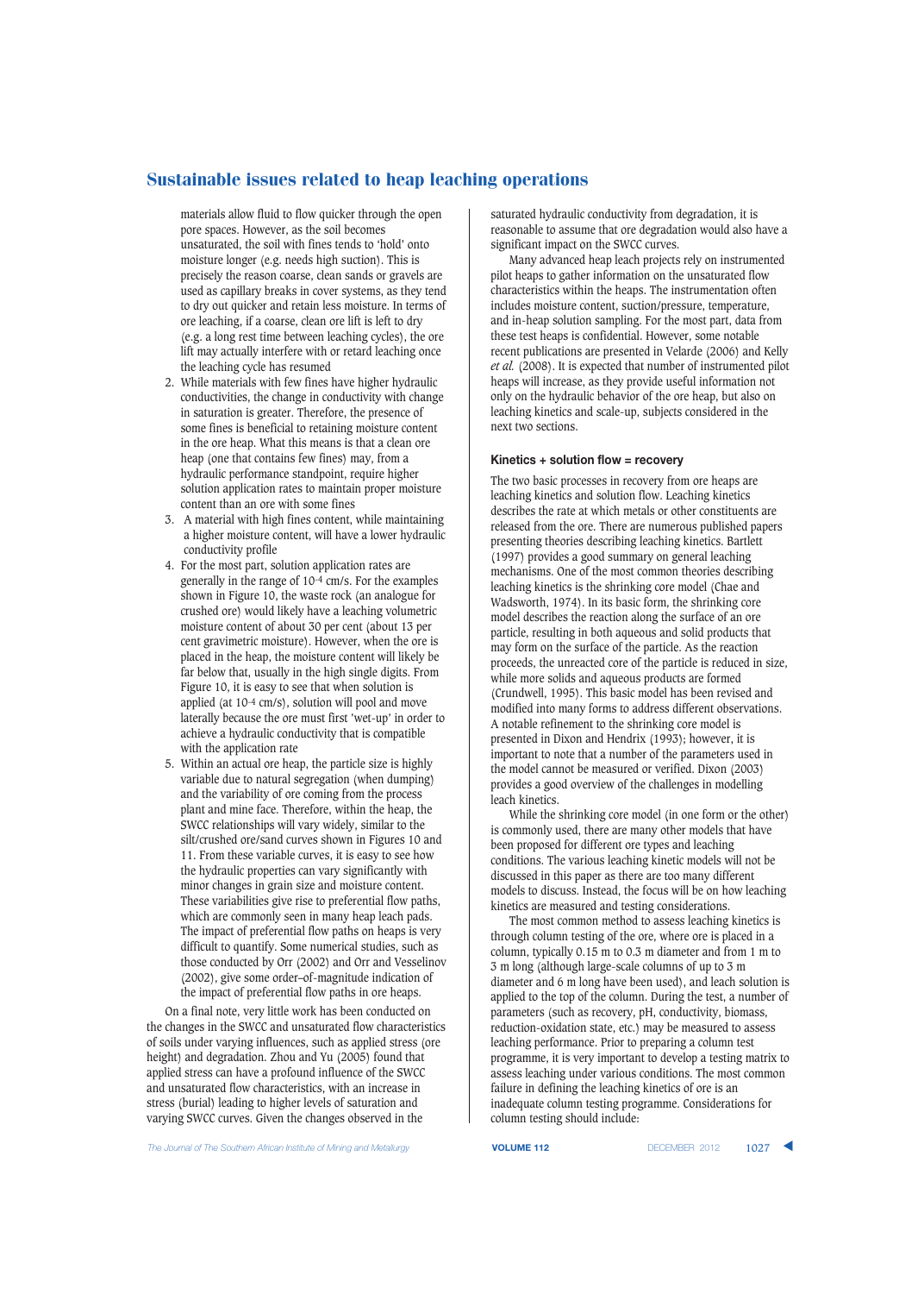materials allow fluid to flow quicker through the open pore spaces. However, as the soil becomes unsaturated, the soil with fines tends to 'hold' onto moisture longer (e.g. needs high suction). This is precisely the reason coarse, clean sands or gravels are used as capillary breaks in cover systems, as they tend to dry out quicker and retain less moisture. In terms of ore leaching, if a coarse, clean ore lift is left to dry (e.g. a long rest time between leaching cycles), the ore lift may actually interfere with or retard leaching once the leaching cycle has resumed

2. While materials with few fines have higher hydraulic conductivities, the change in conductivity with change in saturation is greater. Therefore, the presence of some fines is beneficial to retaining moisture content in the ore heap. What this means is that a clean ore heap (one that contains few fines) may, from a hydraulic performance standpoint, require higher solution application rates to maintain proper moisture content than an ore with some fines
3. A material with high fines content, while maintaining a higher moisture content, will have a lower hydraulic conductivity profile
4. For the most part, solution application rates are generally in the range of $10^{-4}$ cm/s. For the examples shown in Figure 10, the waste rock (an analogue for crushed ore) would likely have a leaching volumetric moisture content of about 30 per cent (about 13 per cent gravimetric moisture). However, when the ore is placed in the heap, the moisture content will likely be far below that, usually in the high single digits. From Figure 10, it is easy to see that when solution is applied (at $10^{-4}$ cm/s), solution will pool and move laterally because the ore must first 'wet-up' in order to achieve a hydraulic conductivity that is compatible with the application rate
5. Within an actual ore heap, the particle size is highly variable due to natural segregation (when dumping) and the variability of ore coming from the process plant and mine face. Therefore, within the heap, the SWCC relationships will vary widely, similar to the silt/crushed ore/sand curves shown in Figures 10 and 11. From these variable curves, it is easy to see how the hydraulic properties can vary significantly with minor changes in grain size and moisture content. These variabilities give rise to preferential flow paths, which are commonly seen in many heap leach pads. The impact of preferential flow paths on heaps is very difficult to quantify. Some numerical studies, such as those conducted by Orr (2002) and Orr and Vesselinov (2002), give some order–of-magnitude indication of the impact of preferential flow paths in ore heaps.

On a final note, very little work has been conducted on the changes in the SWCC and unsaturated flow characteristics of soils under varying influences, such as applied stress (ore height) and degradation. Zhou and Yu (2005) found that applied stress can have a profound influence of the SWCC and unsaturated flow characteristics, with an increase in stress (burial) leading to higher levels of saturation and varying SWCC curves. Given the changes observed in the saturated hydraulic conductivity from degradation, it is reasonable to assume that ore degradation would also have a significant impact on the SWCC curves.

Many advanced heap leach projects rely on instrumented pilot heaps to gather information on the unsaturated flow characteristics within the heaps. The instrumentation often includes moisture content, suction/pressure, temperature, and in-heap solution sampling. For the most part, data from these test heaps is confidential. However, some notable recent publications are presented in Velarde (2006) and Kelly *et al.* (2008). It is expected that number of instrumented pilot heaps will increase, as they provide useful information not only on the hydraulic behavior of the ore heap, but also on leaching kinetics and scale-up, subjects considered in the next two sections.

### Kinetics + solution flow = recovery

The two basic processes in recovery from ore heaps are leaching kinetics and solution flow. Leaching kinetics describes the rate at which metals or other constituents are released from the ore. There are numerous published papers presenting theories describing leaching kinetics. Bartlett (1997) provides a good summary on general leaching mechanisms. One of the most common theories describing leaching kinetics is the shrinking core model (Chae and Wadsworth, 1974). In its basic form, the shrinking core model describes the reaction along the surface of an ore particle, resulting in both aqueous and solid products that may form on the surface of the particle. As the reaction proceeds, the unreacted core of the particle is reduced in size, while more solids and aqueous products are formed (Crundwell, 1995). This basic model has been revised and modified into many forms to address different observations. A notable refinement to the shrinking core model is presented in Dixon and Hendrix (1993); however, it is important to note that a number of the parameters used in the model cannot be measured or verified. Dixon (2003) provides a good overview of the challenges in modelling leach kinetics.

While the shrinking core model (in one form or the other) is commonly used, there are many other models that have been proposed for different ore types and leaching conditions. The various leaching kinetic models will not be discussed in this paper as there are too many different models to discuss. Instead, the focus will be on how leaching kinetics are measured and testing considerations.

The most common method to assess leaching kinetics is through column testing of the ore, where ore is placed in a column, typically 0.15 m to 0.3 m diameter and from 1 m to 3 m long (although large-scale columns of up to 3 m diameter and 6 m long have been used), and leach solution is applied to the top of the column. During the test, a number of parameters (such as recovery, pH, conductivity, biomass, reduction-oxidation state, etc.) may be measured to assess leaching performance. Prior to preparing a column test programme, it is very important to develop a testing matrix to assess leaching under various conditions. The most common failure in defining the leaching kinetics of ore is an inadequate column testing programme. Considerations for column testing should include: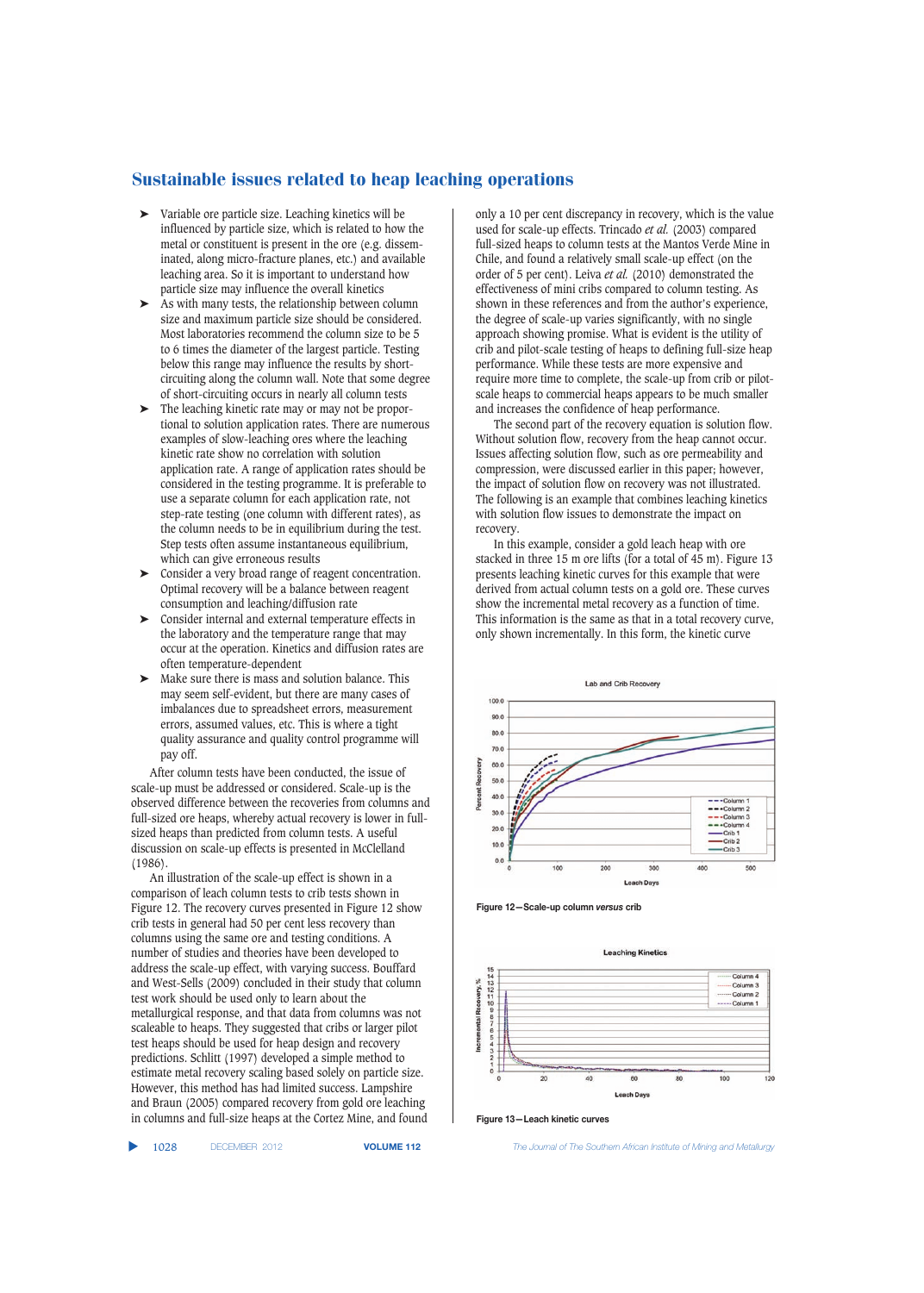## Sustainable issues related to heap leaching operations

- Variable ore particle size. Leaching kinetics will be influenced by particle size, which is related to how the metal or constituent is present in the ore (e.g. disseminated, along micro-fracture planes, etc.) and available leaching area. So it is important to understand how particle size may influence the overall kinetics
- As with many tests, the relationship between column size and maximum particle size should be considered. Most laboratories recommend the column size to be 5 to 6 times the diameter of the largest particle. Testing below this range may influence the results by short-circuiting along the column wall. Note that some degree of short-circuiting occurs in nearly all column tests
- The leaching kinetic rate may or may not be proportional to solution application rates. There are numerous examples of slow-leaching ores where the leaching kinetic rate show no correlation with solution application rate. A range of application rates should be considered in the testing programme. It is preferable to use a separate column for each application rate, not step-rate testing (one column with different rates), as the column needs to be in equilibrium during the test. Step tests often assume instantaneous equilibrium, which can give erroneous results
- Consider a very broad range of reagent concentration. Optimal recovery will be a balance between reagent consumption and leaching/diffusion rate
- Consider internal and external temperature effects in the laboratory and the temperature range that may occur at the operation. Kinetics and diffusion rates are often temperature-dependent
- Make sure there is mass and solution balance. This may seem self-evident, but there are many cases of imbalances due to spreadsheet errors, measurement errors, assumed values, etc. This is where a tight quality assurance and quality control programme will pay off.

After column tests have been conducted, the issue of scale-up must be addressed or considered. Scale-up is the observed difference between the recoveries from columns and full-sized ore heaps, whereby actual recovery is lower in full-sized heaps than predicted from column tests. A useful discussion on scale-up effects is presented in McClelland (1986).

An illustration of the scale-up effect is shown in a comparison of leach column tests to crib tests shown in Figure 12. The recovery curves presented in Figure 12 show crib tests in general had 50 per cent less recovery than columns using the same ore and testing conditions. A number of studies and theories have been developed to address the scale-up effect, with varying success. Bouffard and West-Sells (2009) concluded in their study that column test work should be used only to learn about the metallurgical response, and that data from columns was not scaleable to heaps. They suggested that cribs or larger pilot test heaps should be used for heap design and recovery predictions. Schlitt (1997) developed a simple method to estimate metal recovery scaling based solely on particle size. However, this method has had limited success. Lampshire and Braun (2005) compared recovery from gold ore leaching in columns and full-size heaps at the Cortez Mine, and found only a 10 per cent discrepancy in recovery, which is the value used for scale-up effects. Trincado *et al.* (2003) compared full-sized heaps to column tests at the Mantos Verde Mine in Chile, and found a relatively small scale-up effect (on the order of 5 per cent). Leiva *et al.* (2010) demonstrated the effectiveness of mini cribs compared to column testing. As shown in these references and from the author's experience, the degree of scale-up varies significantly, with no single approach showing promise. What is evident is the utility of crib and pilot-scale testing of heaps to defining full-size heap performance. While these tests are more expensive and require more time to complete, the scale-up from crib or pilot-scale heaps to commercial heaps appears to be much smaller and increases the confidence of heap performance.

The second part of the recovery equation is solution flow. Without solution flow, recovery from the heap cannot occur. Issues affecting solution flow, such as ore permeability and compression, were discussed earlier in this paper; however, the impact of solution flow on recovery was not illustrated. The following is an example that combines leaching kinetics with solution flow issues to demonstrate the impact on recovery.

In this example, consider a gold leach heap with ore stacked in three 15 m ore lifts (for a total of 45 m). Figure 13 presents leaching kinetic curves for this example that were derived from actual column tests on a gold ore. These curves show the incremental metal recovery as a function of time. This information is the same as that in a total recovery curve, only shown incrementally. In this form, the kinetic curve

Figure 12—Scale-up column *versus* crib

Figure 13—Leach kinetic curves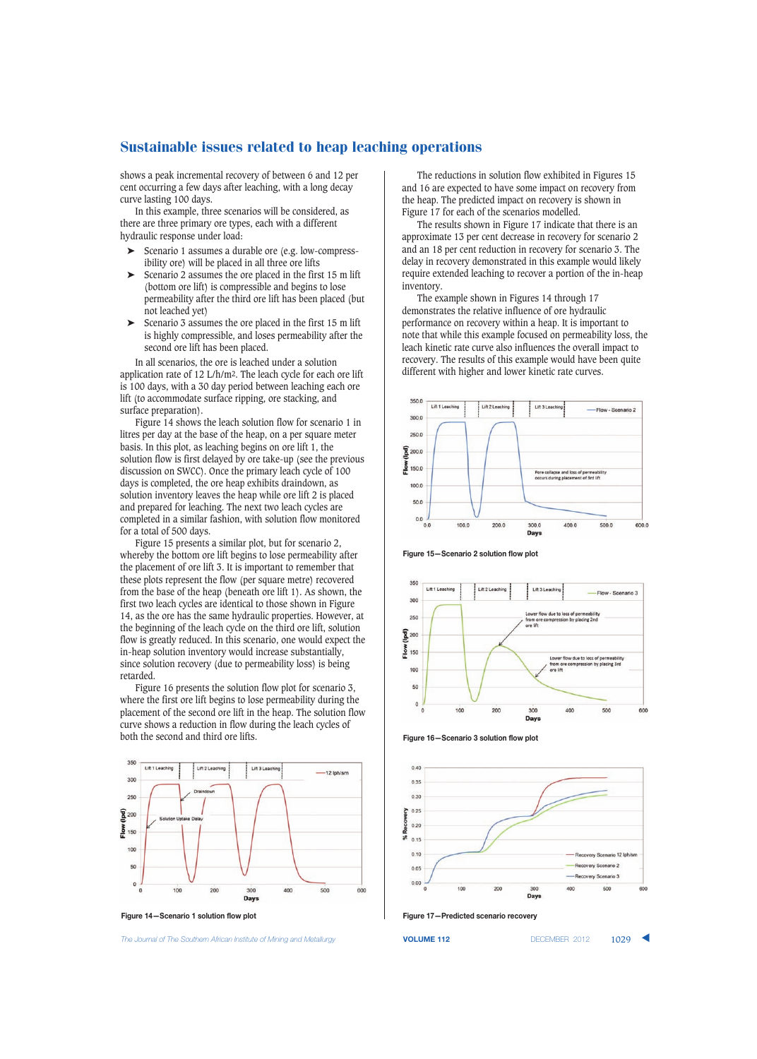shows a peak incremental recovery of between 6 and 12 per cent occurring a few days after leaching, with a long decay curve lasting 100 days.

In this example, three scenarios will be considered, as there are three primary ore types, each with a different hydraulic response under load:

- Scenario 1 assumes a durable ore (e.g. low-compressibility ore) will be placed in all three ore lifts
- Scenario 2 assumes the ore placed in the first 15 m lift (bottom ore lift) is compressible and begins to lose permeability after the third ore lift has been placed (but not leached yet)
- Scenario 3 assumes the ore placed in the first 15 m lift is highly compressible, and loses permeability after the second ore lift has been placed.

In all scenarios, the ore is leached under a solution application rate of 12 L/h/m2. The leach cycle for each ore lift is 100 days, with a 30 day period between leaching each ore lift (to accommodate surface ripping, ore stacking, and surface preparation).

Figure 14 shows the leach solution flow for scenario 1 in litres per day at the base of the heap, on a per square meter basis. In this plot, as leaching begins on ore lift 1, the solution flow is first delayed by ore take-up (see the previous discussion on SWCC). Once the primary leach cycle of 100 days is completed, the ore heap exhibits draindown, as solution inventory leaves the heap while ore lift 2 is placed and prepared for leaching. The next two leach cycles are completed in a similar fashion, with solution flow monitored for a total of 500 days.

Figure 15 presents a similar plot, but for scenario 2, whereby the bottom ore lift begins to lose permeability after the placement of ore lift 3. It is important to remember that these plots represent the flow (per square metre) recovered from the base of the heap (beneath ore lift 1). As shown, the first two leach cycles are identical to those shown in Figure 14, as the ore has the same hydraulic properties. However, at the beginning of the leach cycle on the third ore lift, solution flow is greatly reduced. In this scenario, one would expect the in-heap solution inventory would increase substantially, since solution recovery (due to permeability loss) is being retarded.

Figure 16 presents the solution flow plot for scenario 3, where the first ore lift begins to lose permeability during the placement of the second ore lift in the heap. The solution flow curve shows a reduction in flow during the leach cycles of both the second and third ore lifts.

Figure 14—Scenario 1 solution flow plot

The reductions in solution flow exhibited in Figures 15 and 16 are expected to have some impact on recovery from the heap. The predicted impact on recovery is shown in Figure 17 for each of the scenarios modelled.

The results shown in Figure 17 indicate that there is an approximate 13 per cent decrease in recovery for scenario 2 and an 18 per cent reduction in recovery for scenario 3. The delay in recovery demonstrated in this example would likely require extended leaching to recover a portion of the in-heap inventory.

The example shown in Figures 14 through 17 demonstrates the relative influence of ore hydraulic performance on recovery within a heap. It is important to note that while this example focused on permeability loss, the leach kinetic rate curve also influences the overall impact to recovery. The results of this example would have been quite different with higher and lower kinetic rate curves.

Figure 15—Scenario 2 solution flow plot

Figure 16—Scenario 3 solution flow plot

Figure 17—Predicted scenario recovery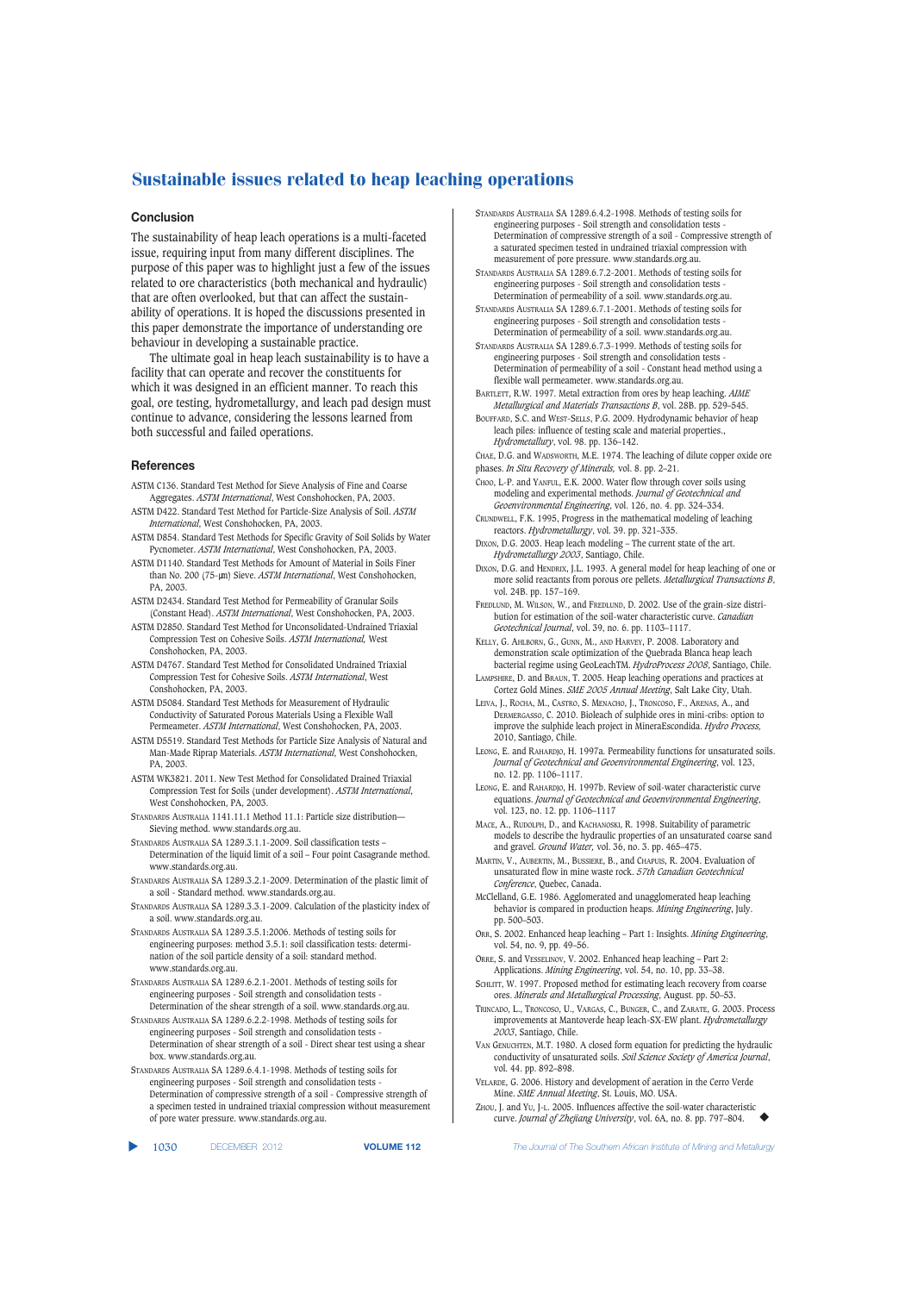## Conclusion

The sustainability of heap leach operations is a multi-faceted issue, requiring input from many different disciplines. The purpose of this paper was to highlight just a few of the issues related to ore characteristics (both mechanical and hydraulic) that are often overlooked, but that can affect the sustainability of operations. It is hoped the discussions presented in this paper demonstrate the importance of understanding ore behaviour in developing a sustainable practice.

The ultimate goal in heap leach sustainability is to have a facility that can operate and recover the constituents for which it was designed in an efficient manner. To reach this goal, ore testing, hydrometallurgy, and leach pad design must continue to advance, considering the lessons learned from both successful and failed operations.

## References

ASTM C136. Standard Test Method for Sieve Analysis of Fine and Coarse Aggregates. *ASTM International*, West Conshohocken, PA, 2003.

ASTM D422. Standard Test Method for Particle-Size Analysis of Soil. *ASTM International*, West Conshohocken, PA, 2003.

ASTM D854. Standard Test Methods for Specific Gravity of Soil Solids by Water Pycnometer. *ASTM International*, West Conshohocken, PA, 2003.

ASTM D1140. Standard Test Methods for Amount of Material in Soils Finer than No. 200 (75-μm) Sieve. *ASTM International*, West Conshohocken, PA, 2003.

ASTM D2434. Standard Test Method for Permeability of Granular Soils (Constant Head). *ASTM International*, West Conshohocken, PA, 2003.

ASTM D2850. Standard Test Method for Unconsolidated-Undrained Triaxial Compression Test on Cohesive Soils. *ASTM International*, West Conshohocken, PA, 2003.

ASTM D4767. Standard Test Method for Consolidated Undrained Triaxial Compression Test for Cohesive Soils. *ASTM International*, West Conshohocken, PA, 2003.

ASTM D5084. Standard Test Methods for Measurement of Hydraulic Conductivity of Saturated Porous Materials Using a Flexible Wall Permeameter. *ASTM International*, West Conshohocken, PA, 2003.

ASTM D5519. Standard Test Methods for Particle Size Analysis of Natural and Man-Made Riprap Materials. *ASTM International*, West Conshohocken, PA, 2003.

ASTM WK3821. 2011. New Test Method for Consolidated Drained Triaxial Compression Test for Soils (under development). *ASTM International*, West Conshohocken, PA, 2003.

STANDARDS AUSTRALIA 1141.11.1 Method 11.1: Particle size distribution—Sieving method. www.standards.org.au.

STANDARDS AUSTRALIA SA 1289.3.1.1-2009. Soil classification tests – Determination of the liquid limit of a soil – Four point Casagrande method. www.standards.org.au.

STANDARDS AUSTRALIA SA 1289.3.2.1-2009. Determination of the plastic limit of a soil - Standard method. www.standards.org.au.

STANDARDS AUSTRALIA SA 1289.3.3.1-2009. Calculation of the plasticity index of a soil. www.standards.org.au.

STANDARDS AUSTRALIA SA 1289.3.5.1:2006. Methods of testing soils for engineering purposes: method 3.5.1: soil classification tests: determination of the soil particle density of a soil: standard method. www.standards.org.au.

STANDARDS AUSTRALIA SA 1289.6.2.1-2001. Methods of testing soils for engineering purposes - Soil strength and consolidation tests - Determination of the shear strength of a soil. www.standards.org.au.

STANDARDS AUSTRALIA SA 1289.6.2.2-1998. Methods of testing soils for engineering purposes - Soil strength and consolidation tests - Determination of shear strength of a soil - Direct shear test using a shear box. www.standards.org.au.

STANDARDS AUSTRALIA SA 1289.6.4.1-1998. Methods of testing soils for engineering purposes - Soil strength and consolidation tests - Determination of compressive strength of a soil - Compressive strength of a specimen tested in undrained triaxial compression without measurement of pore water pressure. www.standards.org.au.

STANDARDS AUSTRALIA SA 1289.6.4.2-1998. Methods of testing soils for engineering purposes - Soil strength and consolidation tests - Determination of compressive strength of a soil - Compressive strength of a saturated specimen tested in undrained triaxial compression with measurement of pore pressure. www.standards.org.au.

STANDARDS AUSTRALIA SA 1289.6.7.2-2001. Methods of testing soils for engineering purposes - Soil strength and consolidation tests - Determination of permeability of a soil. www.standards.org.au.

STANDARDS AUSTRALIA SA 1289.6.7.1-2001. Methods of testing soils for engineering purposes - Soil strength and consolidation tests - Determination of permeability of a soil. www.standards.org.au.

STANDARDS AUSTRALIA SA 1289.6.7.3-1999. Methods of testing soils for engineering purposes - Soil strength and consolidation tests - Determination of permeability of a soil - Constant head method using a flexible wall permeameter. www.standards.org.au.

BARTLETT, R.W. 1997. Metal extraction from ores by heap leaching. *AIME Metallurgical and Materials Transactions B*, vol. 28B. pp. 529–545.

BOUFFARD, S.C. and WEST-SELLS, P.G. 2009. Hydrodynamic behavior of heap leach piles: influence of testing scale and material properties., *Hydrometallurgy*, vol. 98. pp. 136–142.

CHAE, D.G. and WADSWORTH, M.E. 1974. The leaching of dilute copper oxide ore phases. *In Situ Recovery of Minerals,* vol. 8. pp. 2–21.

CHOO, L-P. and YANFUL, E.K. 2000. Water flow through cover soils using modeling and experimental methods. *Journal of Geotechnical and Geoenvironmental Engineering*, vol. 126, no. 4. pp. 324–334.

CRUNDWELL, F.K. 1995, Progress in the mathematical modeling of leaching reactors. *Hydrometallurgy*, vol. 39. pp. 321–335.

DIXON, D.G. 2003. Heap leach modeling – The current state of the art. *Hydrometallurgy 2003*, Santiago, Chile.

DIXON, D.G. and HENDRIX, J.L. 1993. A general model for heap leaching of one or more solid reactants from porous ore pellets. *Metallurgical Transactions B*, vol. 24B. pp. 157–169.

FREDLUND, M. WILSON, W., and FREDLUND, D. 2002. Use of the grain-size distribution for estimation of the soil-water characteristic curve. *Canadian Geotechnical Journal*, vol. 39, no. 6. pp. 1103–1117.

KELLY, G. AHLBORN, G., GUNN, M., AND HARVEY, P. 2008. Laboratory and demonstration scale optimization of the Quebrada Blanca heap leach bacterial regime using GeoLeachTM. *HydroProcess 2008*, Santiago, Chile.

LAMPSHIRE, D. and BRAUN, T. 2005. Heap leaching operations and practices at Cortez Gold Mines. *SME 2005 Annual Meeting*, Salt Lake City, Utah.

LEIVA, J., ROCHA, M., CASTRO, S. MENACHO, J., TRONCOSO, F., ARENAS, A., and DERMERGASSO, C. 2010. Bioleach of sulphide ores in mini-cribs: option to improve the sulphide leach project in MineraEscondida. *Hydro Process,* 2010, Santiago, Chile.

LEONG, E. and RAHARDJO, H. 1997a. Permeability functions for unsaturated soils. *Journal of Geotechnical and Geoenvironmental Engineering*, vol. 123, no. 12. pp. 1106–1117.

LEONG, E. and RAHARDJO, H. 1997b. Review of soil-water characteristic curve equations. *Journal of Geotechnical and Geoenvironmental Engineering*, vol. 123, no. 12. pp. 1106–1117

MACE, A., RUDOLPH, D., and KACHANOSKI, R. 1998. Suitability of parametric models to describe the hydraulic properties of an unsaturated coarse sand and gravel. *Ground Water,* vol. 36, no. 3. pp. 465–475.

MARTIN, V., AUBERTIN, M., BUSSIERE, B., and CHAPUIS, R. 2004. Evaluation of unsaturated flow in mine waste rock. *57th Canadian Geotechnical Conference*, Quebec, Canada.

McClelland, G.E. 1986. Agglomerated and unagglomerated heap leaching behavior is compared in production heaps. *Mining Engineering*, July. pp. 500–503.

ORR, S. 2002. Enhanced heap leaching – Part 1: Insights. *Mining Engineering*, vol. 54, no. 9, pp. 49–56.

ORRE, S. and VESSELINOV, V. 2002. Enhanced heap leaching – Part 2: Applications. *Mining Engineering*, vol. 54, no. 10, pp. 33–38.

SCHLITT, W. 1997. Proposed method for estimating leach recovery from coarse ores. *Minerals and Metallurgical Processing*, August. pp. 50–53.

TRINCADO, L., TRONCOSO, U., VARGAS, C., BUNGER, C., and ZARATE, G. 2003. Process improvements at Mantoverde heap leach-SX-EW plant. *Hydrometallurgy 2003*, Santiago, Chile.

VAN GENUCHTEN, M.T. 1980. A closed form equation for predicting the hydraulic conductivity of unsaturated soils. *Soil Science Society of America Journal*, vol. 44. pp. 892–898.

VELARDE, G. 2006. History and development of aeration in the Cerro Verde Mine. *SME Annual Meeting*, St. Louis, MO. USA.

ZHOU, J. and YU, J-L. 2005. Influences affective the soil-water characteristic curve. *Journal of Zhejiang University*, vol. 6A, no. 8. pp. 797–804. ◆